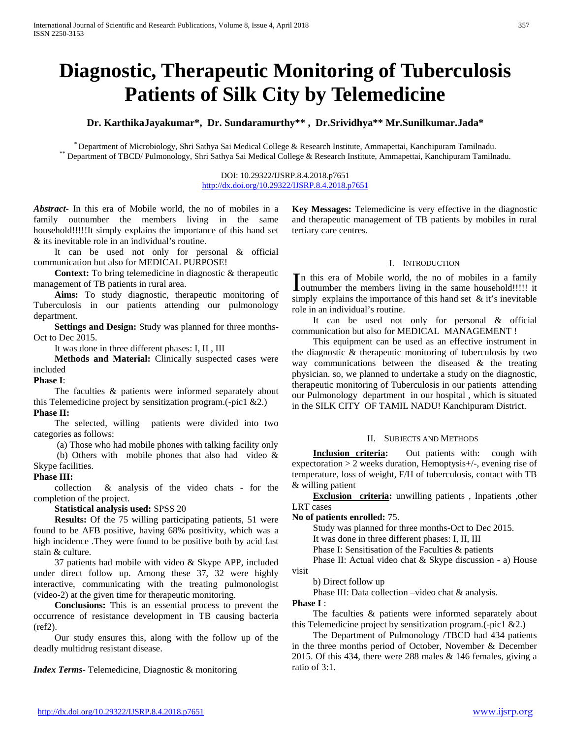# Diagnostic, Therapeutic Monitoring of Tuberculosis Patients of Silk City by Telemedicine

**Dr. KarthikaJayakumar\*, Dr. Sundaramurthy\*\*, Dr.Srividhya\*\* Mr.Sunilkumar.Jada\***

\* Department of Microbiology, Shri Sathya Sai Medical College & Research Institute, Ammapettai, Kanchipuram Tamilnadu.
\*\* Department of TBCD/ Pulmonology, Shri Sathya Sai Medical College & Research Institute, Ammapettai, Kanchipuram Tamilnadu.

DOI: 10.29322/IJSRP.8.4.2018.p7651
http://dx.doi.org/10.29322/IJSRP.8.4.2018.p7651

***Abstract***- In this era of Mobile world, the no of mobiles in a family outnumber the members living in the same household!!!!!It simply explains the importance of this hand set & its inevitable role in an individual's routine.

It can be used not only for personal & official communication but also for MEDICAL PURPOSE!

**Context:** To bring telemedicine in diagnostic & therapeutic management of TB patients in rural area.

**Aims:** To study diagnostic, therapeutic monitoring of Tuberculosis in our patients attending our pulmonology department.

**Settings and Design:** Study was planned for three months-Oct to Dec 2015.

It was done in three different phases: I, II , III

**Methods and Material:** Clinically suspected cases were included

**Phase I**:

The faculties & patients were informed separately about this Telemedicine project by sensitization program.(-pic1 &2.)

**Phase II:**

The selected, willing patients were divided into two categories as follows:

(a) Those who had mobile phones with talking facility only

(b) Others with mobile phones that also had video & Skype facilities.

**Phase III:**

collection & analysis of the video chats - for the completion of the project.

**Statistical analysis used:** SPSS 20

**Results:** Of the 75 willing participating patients, 51 were found to be AFB positive, having 68% positivity, which was a high incidence .They were found to be positive both by acid fast stain & culture.

37 patients had mobile with video & Skype APP, included under direct follow up. Among these 37, 32 were highly interactive, communicating with the treating pulmonologist (video-2) at the given time for therapeutic monitoring.

**Conclusions:** This is an essential process to prevent the occurrence of resistance development in TB causing bacteria (ref2).

Our study ensures this, along with the follow up of the deadly multidrug resistant disease.

***Index Terms***- Telemedicine, Diagnostic & monitoring

**Key Messages:** Telemedicine is very effective in the diagnostic and therapeutic management of TB patients by mobiles in rural tertiary care centres.

## I. Introduction

In this era of Mobile world, the no of mobiles in a family outnumber the members living in the same household!!!!! it simply explains the importance of this hand set & it's inevitable role in an individual's routine.

It can be used not only for personal & official communication but also for MEDICAL MANAGEMENT !

This equipment can be used as an effective instrument in the diagnostic & therapeutic monitoring of tuberculosis by two way communications between the diseased & the treating physician. so, we planned to undertake a study on the diagnostic, therapeutic monitoring of Tuberculosis in our patients attending our Pulmonology department in our hospital , which is situated in the SILK CITY OF TAMIL NADU! Kanchipuram District.

## II. Subjects and Methods

**Inclusion criteria:** Out patients with: cough with expectoration > 2 weeks duration, Hemoptysis+/-, evening rise of temperature, loss of weight, F/H of tuberculosis, contact with TB & willing patient

**Exclusion criteria:** unwilling patients , Inpatients ,other LRT cases

**No of patients enrolled:** 75.

Study was planned for three months-Oct to Dec 2015.

It was done in three different phases: I, II, III

Phase I: Sensitisation of the Faculties & patients

Phase II: Actual video chat & Skype discussion - a) House visit

b) Direct follow up

Phase III: Data collection –video chat & analysis.

**Phase I** :

The faculties & patients were informed separately about this Telemedicine project by sensitization program.(-pic1 &2.)

The Department of Pulmonology /TBCD had 434 patients in the three months period of October, November & December 2015. Of this 434, there were 288 males & 146 females, giving a ratio of 3:1.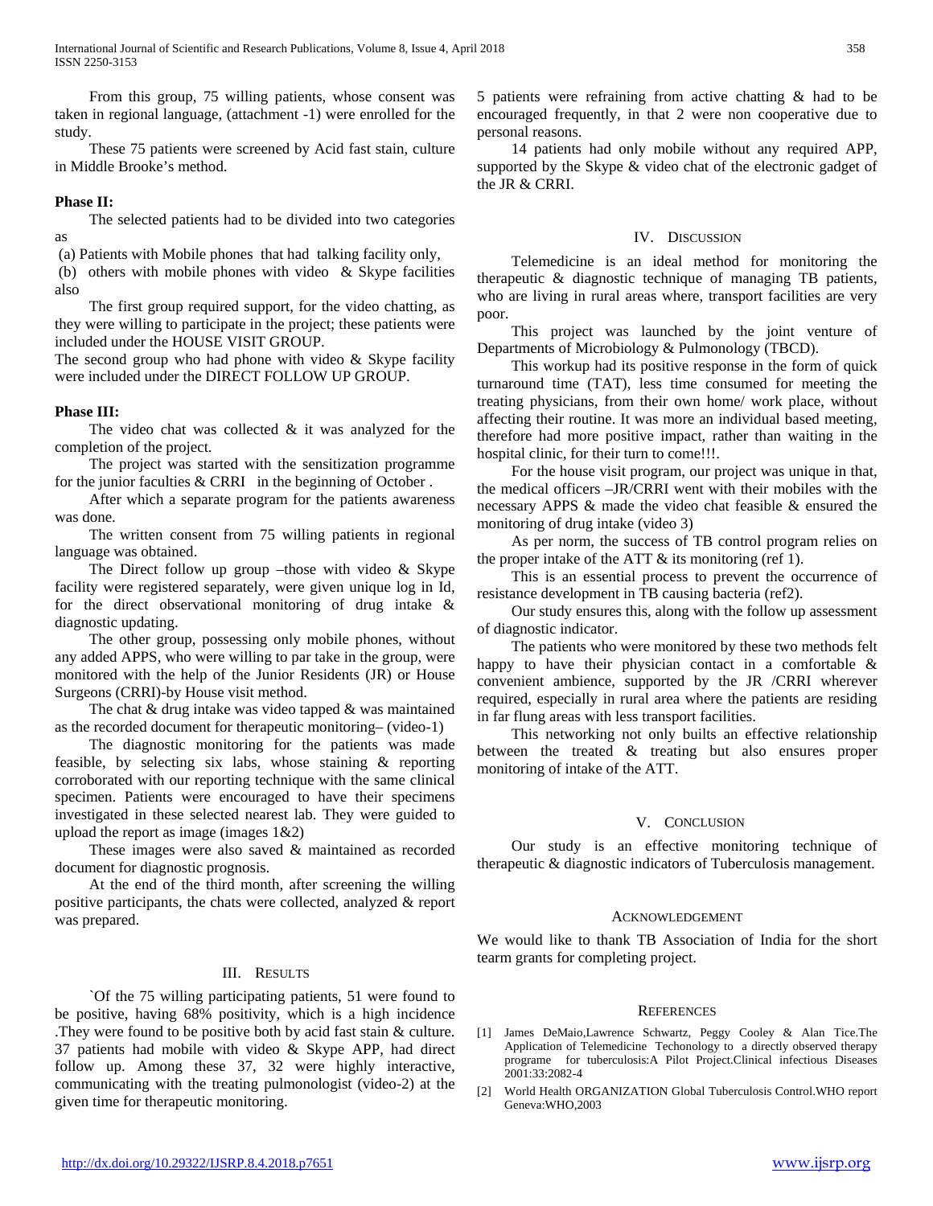From this group, 75 willing patients, whose consent was taken in regional language, (attachment -1) were enrolled for the study.

These 75 patients were screened by Acid fast stain, culture in Middle Brooke's method.

**Phase II:**

The selected patients had to be divided into two categories as

(a) Patients with Mobile phones that had talking facility only,

(b) others with mobile phones with video & Skype facilities also

The first group required support, for the video chatting, as they were willing to participate in the project; these patients were included under the HOUSE VISIT GROUP.

The second group who had phone with video & Skype facility were included under the DIRECT FOLLOW UP GROUP.

**Phase III:**

The video chat was collected & it was analyzed for the completion of the project.

The project was started with the sensitization programme for the junior faculties & CRRI in the beginning of October .

After which a separate program for the patients awareness was done.

The written consent from 75 willing patients in regional language was obtained.

The Direct follow up group –those with video & Skype facility were registered separately, were given unique log in Id, for the direct observational monitoring of drug intake & diagnostic updating.

The other group, possessing only mobile phones, without any added APPS, who were willing to par take in the group, were monitored with the help of the Junior Residents (JR) or House Surgeons (CRRI)-by House visit method.

The chat & drug intake was video tapped & was maintained as the recorded document for therapeutic monitoring– (video-1)

The diagnostic monitoring for the patients was made feasible, by selecting six labs, whose staining & reporting corroborated with our reporting technique with the same clinical specimen. Patients were encouraged to have their specimens investigated in these selected nearest lab. They were guided to upload the report as image (images 1&2)

These images were also saved & maintained as recorded document for diagnostic prognosis.

At the end of the third month, after screening the willing positive participants, the chats were collected, analyzed & report was prepared.

## III. Results

`Of the 75 willing participating patients, 51 were found to be positive, having 68% positivity, which is a high incidence .They were found to be positive both by acid fast stain & culture. 37 patients had mobile with video & Skype APP, had direct follow up. Among these 37, 32 were highly interactive, communicating with the treating pulmonologist (video-2) at the given time for therapeutic monitoring.

5 patients were refraining from active chatting & had to be encouraged frequently, in that 2 were non cooperative due to personal reasons.

14 patients had only mobile without any required APP, supported by the Skype & video chat of the electronic gadget of the JR & CRRI.

## IV. Discussion

Telemedicine is an ideal method for monitoring the therapeutic & diagnostic technique of managing TB patients, who are living in rural areas where, transport facilities are very poor.

This project was launched by the joint venture of Departments of Microbiology & Pulmonology (TBCD).

This workup had its positive response in the form of quick turnaround time (TAT), less time consumed for meeting the treating physicians, from their own home/ work place, without affecting their routine. It was more an individual based meeting, therefore had more positive impact, rather than waiting in the hospital clinic, for their turn to come!!!.

For the house visit program, our project was unique in that, the medical officers –JR/CRRI went with their mobiles with the necessary APPS & made the video chat feasible & ensured the monitoring of drug intake (video 3)

As per norm, the success of TB control program relies on the proper intake of the ATT & its monitoring (ref 1).

This is an essential process to prevent the occurrence of resistance development in TB causing bacteria (ref2).

Our study ensures this, along with the follow up assessment of diagnostic indicator.

The patients who were monitored by these two methods felt happy to have their physician contact in a comfortable & convenient ambience, supported by the JR /CRRI wherever required, especially in rural area where the patients are residing in far flung areas with less transport facilities.

This networking not only builts an effective relationship between the treated & treating but also ensures proper monitoring of intake of the ATT.

## V. Conclusion

Our study is an effective monitoring technique of therapeutic & diagnostic indicators of Tuberculosis management.

## Acknowledgement

We would like to thank TB Association of India for the short tearm grants for completing project.

## References

[1] James DeMaio,Lawrence Schwartz, Peggy Cooley & Alan Tice.The Application of Telemedicine Techonology to a directly observed therapy programe for tuberculosis:A Pilot Project.Clinical infectious Diseases 2001:33:2082-4

[2] World Health ORGANIZATION Global Tuberculosis Control.WHO report Geneva:WHO,2003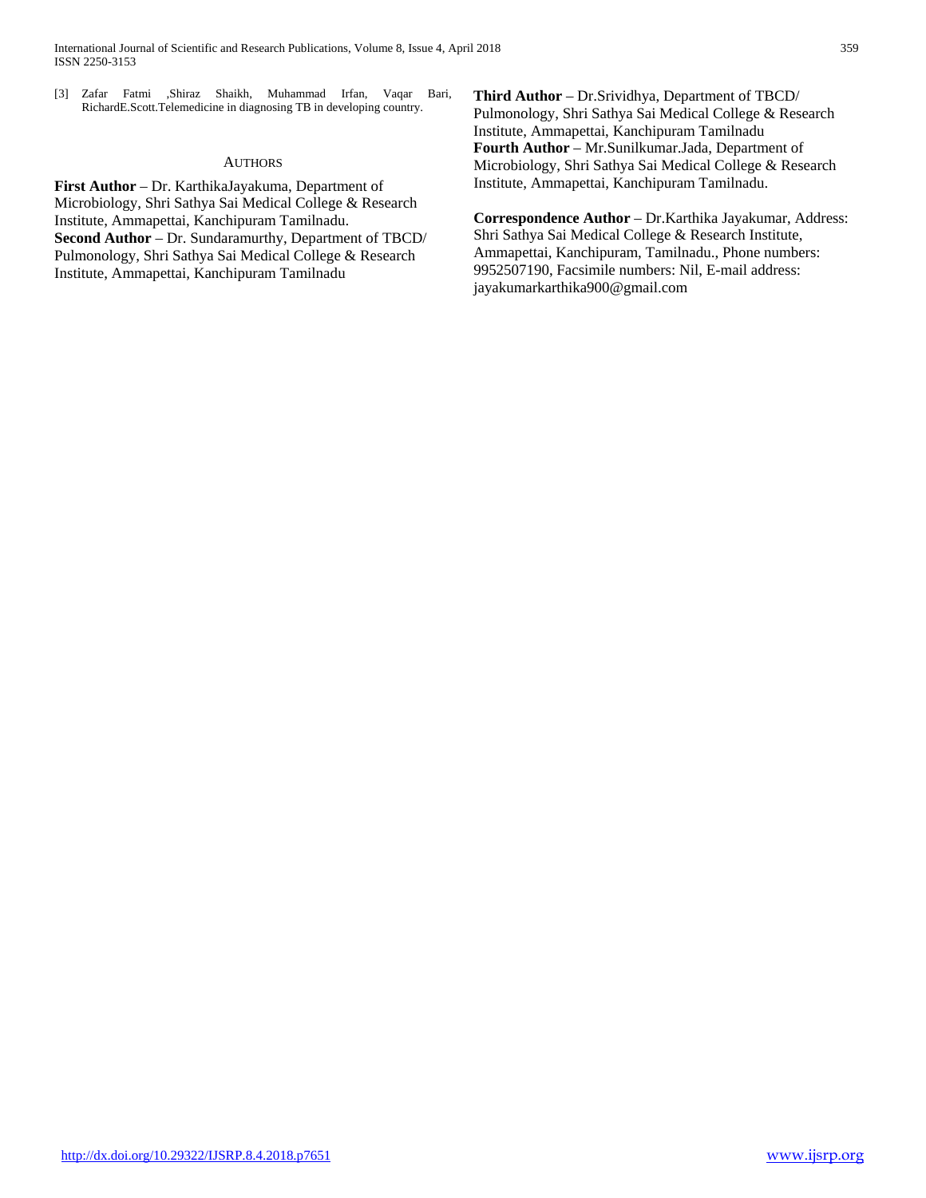[3] Zafar Fatmi ,Shiraz Shaikh, Muhammad Irfan, Vaqar Bari, RichardE.Scott.Telemedicine in diagnosing TB in developing country.

## AUTHORS

**First Author** – Dr. KarthikaJayakuma, Department of Microbiology, Shri Sathya Sai Medical College & Research Institute, Ammapettai, Kanchipuram Tamilnadu.

**Second Author** – Dr. Sundaramurthy, Department of TBCD/ Pulmonology, Shri Sathya Sai Medical College & Research Institute, Ammapettai, Kanchipuram Tamilnadu

**Third Author** – Dr.Srividhya, Department of TBCD/ Pulmonology, Shri Sathya Sai Medical College & Research Institute, Ammapettai, Kanchipuram Tamilnadu

**Fourth Author** – Mr.Sunilkumar.Jada, Department of Microbiology, Shri Sathya Sai Medical College & Research Institute, Ammapettai, Kanchipuram Tamilnadu.

**Correspondence Author** – Dr.Karthika Jayakumar, Address: Shri Sathya Sai Medical College & Research Institute, Ammapettai, Kanchipuram, Tamilnadu., Phone numbers: 9952507190, Facsimile numbers: Nil, E-mail address: jayakumarkarthika900@gmail.com